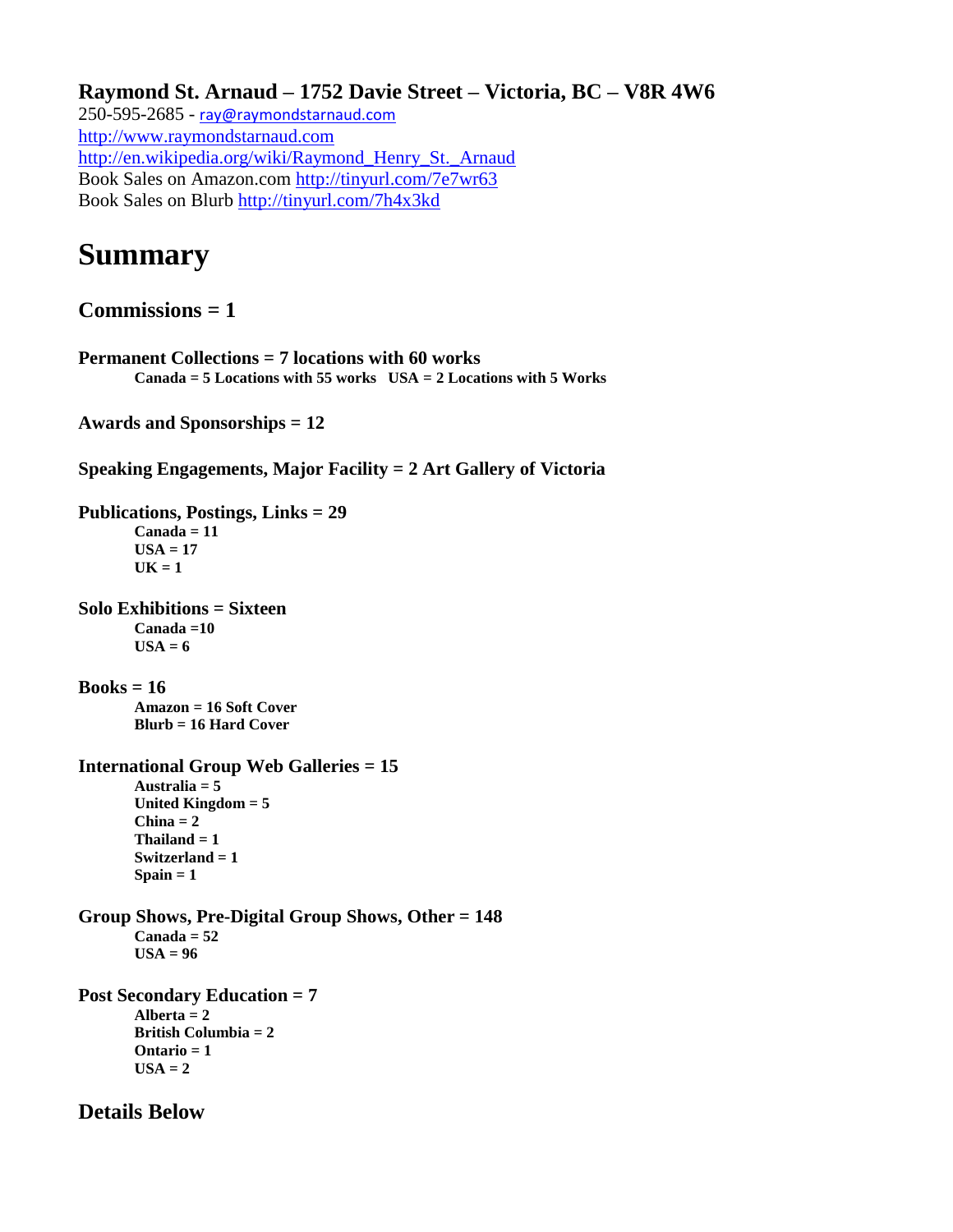**Raymond St. Arnaud – 1752 Davie Street – Victoria, BC – V8R 4W6**

250-595-2685 - ray@raymondstarnaud.com
http://www.raymondstarnaud.com
http://en.wikipedia.org/wiki/Raymond_Henry_St._Arnaud
Book Sales on Amazon.com http://tinyurl.com/7e7wr63
Book Sales on Blurb http://tinyurl.com/7h4x3kd

# Summary

## Commissions = 1

**Permanent Collections = 7 locations with 60 works**
- **Canada = 5 Locations with 55 works   USA = 2 Locations with 5 Works**

**Awards and Sponsorships = 12**

**Speaking Engagements, Major Facility = 2 Art Gallery of Victoria**

**Publications, Postings, Links = 29**
- **Canada = 11**
- **USA = 17**
- **UK = 1**

**Solo Exhibitions = Sixteen**
- **Canada =10**
- **USA = 6**

**Books = 16**
- **Amazon = 16 Soft Cover**
- **Blurb = 16 Hard Cover**

**International Group Web Galleries = 15**
- **Australia = 5**
- **United Kingdom = 5**
- **China = 2**
- **Thailand = 1**
- **Switzerland = 1**
- **Spain = 1**

**Group Shows, Pre-Digital Group Shows, Other = 148**
- **Canada = 52**
- **USA = 96**

**Post Secondary Education = 7**
- **Alberta = 2**
- **British Columbia = 2**
- **Ontario = 1**
- **USA = 2**

## Details Below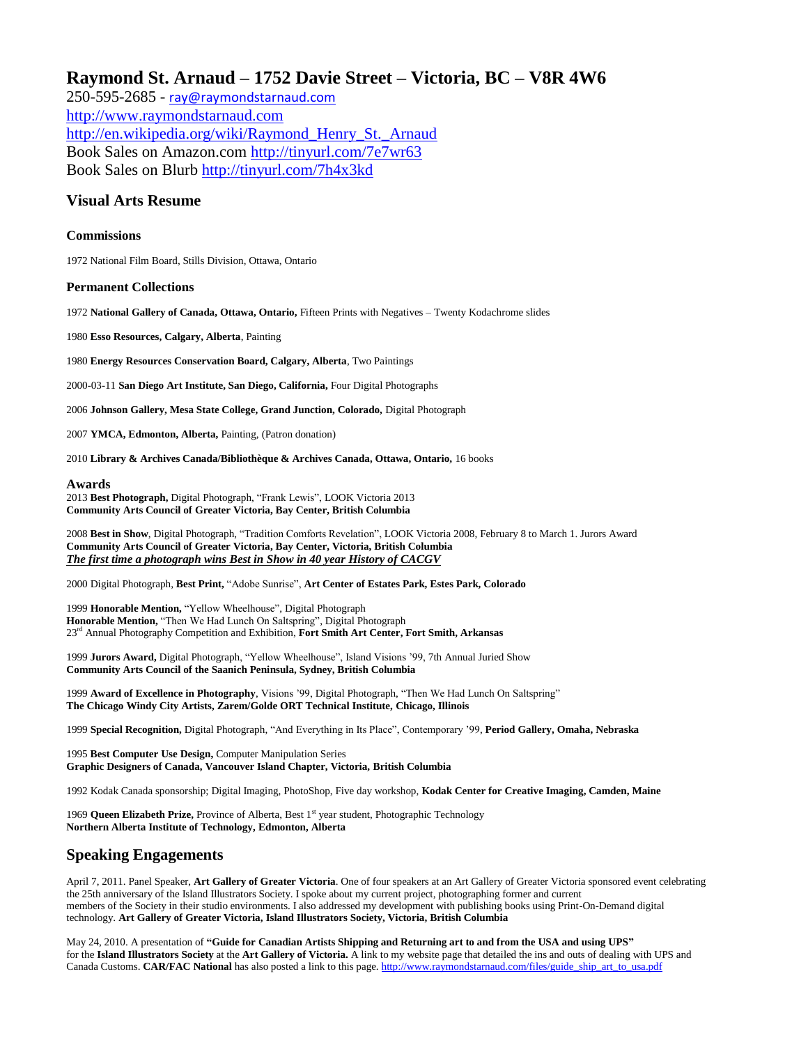# Raymond St. Arnaud – 1752 Davie Street – Victoria, BC – V8R 4W6

250-595-2685 - ray@raymondstarnaud.com
http://www.raymondstarnaud.com
http://en.wikipedia.org/wiki/Raymond_Henry_St._Arnaud
Book Sales on Amazon.com http://tinyurl.com/7e7wr63
Book Sales on Blurb http://tinyurl.com/7h4x3kd

## Visual Arts Resume

### Commissions

1972 National Film Board, Stills Division, Ottawa, Ontario

### Permanent Collections

1972 **National Gallery of Canada, Ottawa, Ontario,** Fifteen Prints with Negatives – Twenty Kodachrome slides

1980 **Esso Resources, Calgary, Alberta**, Painting

1980 **Energy Resources Conservation Board, Calgary, Alberta**, Two Paintings

2000-03-11 **San Diego Art Institute, San Diego, California,** Four Digital Photographs

2006 **Johnson Gallery, Mesa State College, Grand Junction, Colorado,** Digital Photograph

2007 **YMCA, Edmonton, Alberta,** Painting, (Patron donation)

2010 **Library & Archives Canada/Bibliothèque & Archives Canada, Ottawa, Ontario,** 16 books

### Awards

2013 **Best Photograph,** Digital Photograph, "Frank Lewis", LOOK Victoria 2013
**Community Arts Council of Greater Victoria, Bay Center, British Columbia**

2008 **Best in Show**, Digital Photograph, "Tradition Comforts Revelation", LOOK Victoria 2008, February 8 to March 1. Jurors Award
**Community Arts Council of Greater Victoria, Bay Center, Victoria, British Columbia**
***The first time a photograph wins Best in Show in 40 year History of CACGV***

2000 Digital Photograph, **Best Print,** "Adobe Sunrise", **Art Center of Estates Park, Estes Park, Colorado**

1999 **Honorable Mention,** "Yellow Wheelhouse", Digital Photograph
**Honorable Mention,** "Then We Had Lunch On Saltspring", Digital Photograph
23rd Annual Photography Competition and Exhibition, **Fort Smith Art Center, Fort Smith, Arkansas**

1999 **Jurors Award,** Digital Photograph, "Yellow Wheelhouse", Island Visions '99, 7th Annual Juried Show
**Community Arts Council of the Saanich Peninsula, Sydney, British Columbia**

1999 **Award of Excellence in Photography**, Visions '99, Digital Photograph, "Then We Had Lunch On Saltspring"
**The Chicago Windy City Artists, Zarem/Golde ORT Technical Institute, Chicago, Illinois**

1999 **Special Recognition,** Digital Photograph, "And Everything in Its Place", Contemporary '99, **Period Gallery, Omaha, Nebraska**

1995 **Best Computer Use Design,** Computer Manipulation Series
**Graphic Designers of Canada, Vancouver Island Chapter, Victoria, British Columbia**

1992 Kodak Canada sponsorship; Digital Imaging, PhotoShop, Five day workshop, **Kodak Center for Creative Imaging, Camden, Maine**

1969 **Queen Elizabeth Prize,** Province of Alberta, Best 1st year student, Photographic Technology
**Northern Alberta Institute of Technology, Edmonton, Alberta**

## Speaking Engagements

April 7, 2011. Panel Speaker, **Art Gallery of Greater Victoria**. One of four speakers at an Art Gallery of Greater Victoria sponsored event celebrating the 25th anniversary of the Island Illustrators Society. I spoke about my current project, photographing former and current members of the Society in their studio environments. I also addressed my development with publishing books using Print-On-Demand digital technology. **Art Gallery of Greater Victoria, Island Illustrators Society, Victoria, British Columbia**

May 24, 2010. A presentation of **"Guide for Canadian Artists Shipping and Returning art to and from the USA and using UPS"** for the **Island Illustrators Society** at the **Art Gallery of Victoria.** A link to my website page that detailed the ins and outs of dealing with UPS and Canada Customs. **CAR/FAC National** has also posted a link to this page. http://www.raymondstarnaud.com/files/guide_ship_art_to_usa.pdf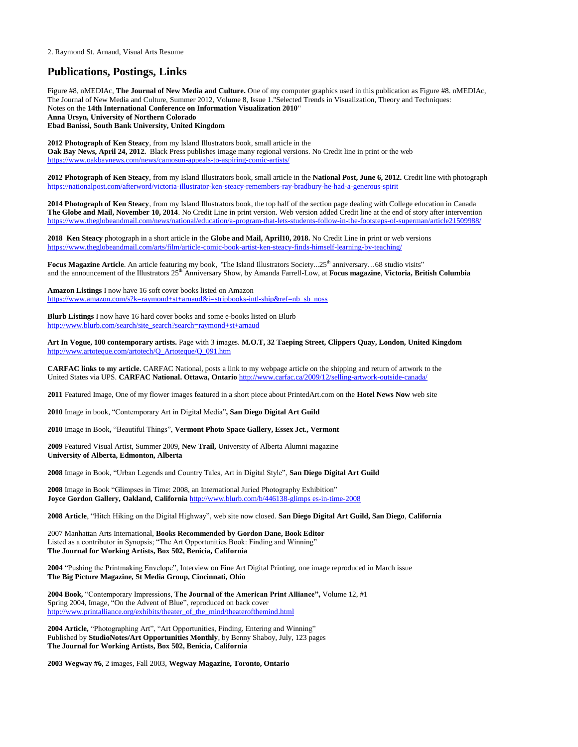2. Raymond St. Arnaud, Visual Arts Resume

# Publications, Postings, Links

Figure #8, nMEDIAc, **The Journal of New Media and Culture.** One of my computer graphics used in this publication as Figure #8. nMEDIAc, The Journal of New Media and Culture, Summer 2012, Volume 8, Issue 1."Selected Trends in Visualization, Theory and Techniques: Notes on the **14th International Conference on Information Visualization 2010**"
**Anna Ursyn, University of Northern Colorado**
**Ebad Banissi, South Bank University, United Kingdom**

**2012 Photograph of Ken Steacy**, from my Island Illustrators book, small article in the
**Oak Bay News, April 24, 2012.** Black Press publishes image many regional versions. No Credit line in print or the web
https://www.oakbaynews.com/news/camosun-appeals-to-aspiring-comic-artists/

**2012 Photograph of Ken Steacy**, from my Island Illustrators book, small article in the **National Post, June 6, 2012.** Credit line with photograph
https://nationalpost.com/afterword/victoria-illustrator-ken-steacy-remembers-ray-bradbury-he-had-a-generous-spirit

**2014 Photograph of Ken Steacy**, from my Island Illustrators book, the top half of the section page dealing with College education in Canada **The Globe and Mail, November 10, 2014**. No Credit Line in print version. Web version added Credit line at the end of story after intervention
https://www.theglobeandmail.com/news/national/education/a-program-that-lets-students-follow-in-the-footsteps-of-superman/article21509988/

**2018 Ken Steacy** photograph in a short article in the **Globe and Mail, April10, 2018.** No Credit Line in print or web versions
https://www.theglobeandmail.com/arts/film/article-comic-book-artist-ken-steacy-finds-himself-learning-by-teaching/

**Focus Magazine Article**. An article featuring my book, 'The Island Illustrators Society...25th anniversary…68 studio visits" and the announcement of the Illustrators 25th Anniversary Show, by Amanda Farrell-Low, at **Focus magazine**, **Victoria, British Columbia**

**Amazon Listings** I now have 16 soft cover books listed on Amazon
https://www.amazon.com/s?k=raymond+st+arnaud&i=stripbooks-intl-ship&ref=nb_sb_noss

**Blurb Listings** I now have 16 hard cover books and some e-books listed on Blurb
http://www.blurb.com/search/site_search?search=raymond+st+arnaud

**Art In Vogue, 100 contemporary artists.** Page with 3 images. **M.O.T, 32 Taeping Street, Clippers Quay, London, United Kingdom**
http://www.artoteque.com/artotech/Q_Artoteque/Q_091.htm

**CARFAC links to my article.** CARFAC National, posts a link to my webpage article on the shipping and return of artwork to the United States via UPS. **CARFAC National. Ottawa, Ontario** http://www.carfac.ca/2009/12/selling-artwork-outside-canada/

**2011** Featured Image, One of my flower images featured in a short piece about PrintedArt.com on the **Hotel News Now** web site

**2010** Image in book, "Contemporary Art in Digital Media"**, San Diego Digital Art Guild**

**2010** Image in Book**,** "Beautiful Things", **Vermont Photo Space Gallery, Essex Jct., Vermont**

**2009** Featured Visual Artist, Summer 2009, **New Trail,** University of Alberta Alumni magazine
**University of Alberta, Edmonton, Alberta**

**2008** Image in Book, "Urban Legends and Country Tales, Art in Digital Style", **San Diego Digital Art Guild**

**2008** Image in Book "Glimpses in Time: 2008, an International Juried Photography Exhibition"
**Joyce Gordon Gallery, Oakland, California** http://www.blurb.com/b/446138-glimps es-in-time-2008

**2008 Article**, "Hitch Hiking on the Digital Highway", web site now closed. **San Diego Digital Art Guild, San Diego**, **California**

2007 Manhattan Arts International, **Books Recommended by Gordon Dane, Book Editor**
Listed as a contributor in Synopsis; "The Art Opportunities Book: Finding and Winning"
**The Journal for Working Artists, Box 502, Benicia, California**

**2004** "Pushing the Printmaking Envelope", Interview on Fine Art Digital Printing, one image reproduced in March issue
**The Big Picture Magazine, St Media Group, Cincinnati, Ohio**

**2004 Book,** "Contemporary Impressions, **The Journal of the American Print Alliance",** Volume 12, #1
Spring 2004, Image, "On the Advent of Blue", reproduced on back cover
http://www.printalliance.org/exhibits/theater_of_the_mind/theaterofthemind.html

**2004 Article,** "Photographing Art", "Art Opportunities, Finding, Entering and Winning"
Published by **StudioNotes/Art Opportunities Monthly**, by Benny Shaboy, July, 123 pages
**The Journal for Working Artists, Box 502, Benicia, California**

**2003 Wegway #6**, 2 images, Fall 2003, **Wegway Magazine, Toronto, Ontario**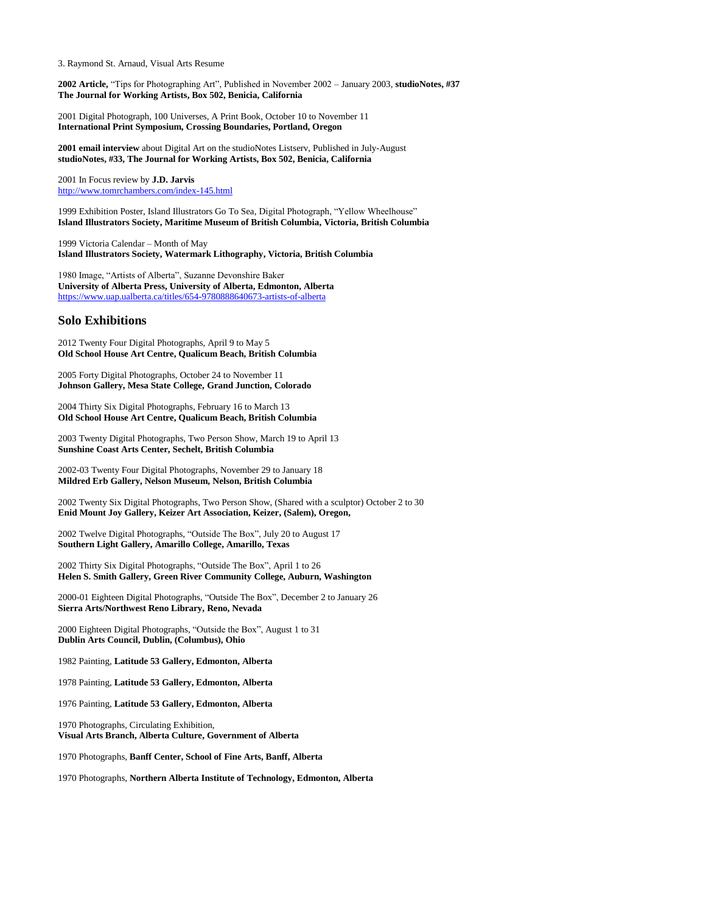**2002 Article,** “Tips for Photographing Art”, Published in November 2002 – January 2003, **studioNotes, #37**
**The Journal for Working Artists, Box 502, Benicia, California**

2001 Digital Photograph, 100 Universes, A Print Book, October 10 to November 11
**International Print Symposium, Crossing Boundaries, Portland, Oregon**

**2001 email interview** about Digital Art on the studioNotes Listserv, Published in July-August
**studioNotes, #33, The Journal for Working Artists, Box 502, Benicia, California**

2001 In Focus review by **J.D. Jarvis**
http://www.tomrchambers.com/index-145.html

1999 Exhibition Poster, Island Illustrators Go To Sea, Digital Photograph, “Yellow Wheelhouse”
**Island Illustrators Society, Maritime Museum of British Columbia, Victoria, British Columbia**

1999 Victoria Calendar – Month of May
**Island Illustrators Society, Watermark Lithography, Victoria, British Columbia**

1980 Image, “Artists of Alberta”, Suzanne Devonshire Baker
**University of Alberta Press, University of Alberta, Edmonton, Alberta**
https://www.uap.ualberta.ca/titles/654-9780888640673-artists-of-alberta

## Solo Exhibitions

2012 Twenty Four Digital Photographs, April 9 to May 5
**Old School House Art Centre, Qualicum Beach, British Columbia**

2005 Forty Digital Photographs, October 24 to November 11
**Johnson Gallery, Mesa State College, Grand Junction, Colorado**

2004 Thirty Six Digital Photographs, February 16 to March 13
**Old School House Art Centre, Qualicum Beach, British Columbia**

2003 Twenty Digital Photographs, Two Person Show, March 19 to April 13
**Sunshine Coast Arts Center, Sechelt, British Columbia**

2002-03 Twenty Four Digital Photographs, November 29 to January 18
**Mildred Erb Gallery, Nelson Museum, Nelson, British Columbia**

2002 Twenty Six Digital Photographs, Two Person Show, (Shared with a sculptor) October 2 to 30
**Enid Mount Joy Gallery, Keizer Art Association, Keizer, (Salem), Oregon,**

2002 Twelve Digital Photographs, “Outside The Box”, July 20 to August 17
**Southern Light Gallery, Amarillo College, Amarillo, Texas**

2002 Thirty Six Digital Photographs, “Outside The Box”, April 1 to 26
**Helen S. Smith Gallery, Green River Community College, Auburn, Washington**

2000-01 Eighteen Digital Photographs, “Outside The Box”, December 2 to January 26
**Sierra Arts/Northwest Reno Library, Reno, Nevada**

2000 Eighteen Digital Photographs, “Outside the Box”, August 1 to 31
**Dublin Arts Council, Dublin, (Columbus), Ohio**

1982 Painting, **Latitude 53 Gallery, Edmonton, Alberta**

1978 Painting, **Latitude 53 Gallery, Edmonton, Alberta**

1976 Painting, **Latitude 53 Gallery, Edmonton, Alberta**

1970 Photographs, Circulating Exhibition,
**Visual Arts Branch, Alberta Culture, Government of Alberta**

1970 Photographs, **Banff Center, School of Fine Arts, Banff, Alberta**

1970 Photographs, **Northern Alberta Institute of Technology, Edmonton, Alberta**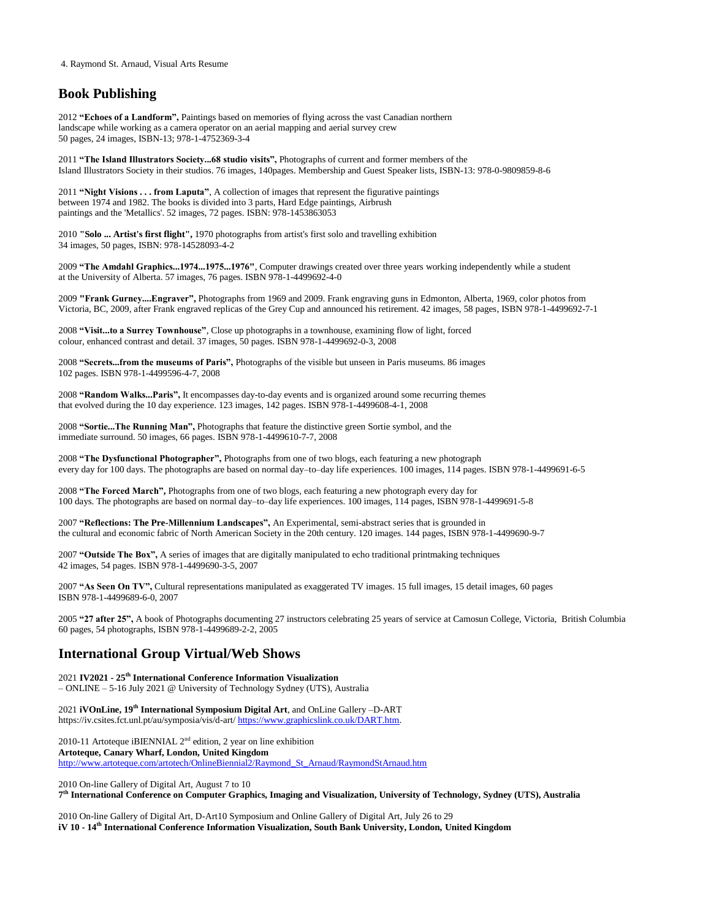## Book Publishing

2012 **"Echoes of a Landform",** Paintings based on memories of flying across the vast Canadian northern landscape while working as a camera operator on an aerial mapping and aerial survey crew
50 pages, 24 images, ISBN-13; 978-1-4752369-3-4

2011 **"The Island Illustrators Society...68 studio visits",** Photographs of current and former members of the Island Illustrators Society in their studios. 76 images, 140pages. Membership and Guest Speaker lists, ISBN-13: 978-0-9809859-8-6

2011 **"Night Visions . . . from Laputa"**, A collection of images that represent the figurative paintings between 1974 and 1982. The books is divided into 3 parts, Hard Edge paintings, Airbrush paintings and the 'Metallics'. 52 images, 72 pages. ISBN: 978-1453863053

2010 **"Solo ... Artist's first flight",** 1970 photographs from artist's first solo and travelling exhibition
34 images, 50 pages, ISBN: 978-14528093-4-2

2009 **"The Amdahl Graphics...1974...1975...1976"**, Computer drawings created over three years working independently while a student at the University of Alberta. 57 images, 76 pages. ISBN 978-1-4499692-4-0

2009 **"Frank Gurney....Engraver",** Photographs from 1969 and 2009. Frank engraving guns in Edmonton, Alberta, 1969, color photos from Victoria, BC, 2009, after Frank engraved replicas of the Grey Cup and announced his retirement. 42 images, 58 pages, ISBN 978-1-4499692-7-1

2008 **"Visit...to a Surrey Townhouse"**, Close up photographs in a townhouse, examining flow of light, forced colour, enhanced contrast and detail. 37 images, 50 pages. ISBN 978-1-4499692-0-3, 2008

2008 **"Secrets...from the museums of Paris",** Photographs of the visible but unseen in Paris museums. 86 images 102 pages. ISBN 978-1-4499596-4-7, 2008

2008 **"Random Walks...Paris",** It encompasses day-to-day events and is organized around some recurring themes that evolved during the 10 day experience. 123 images, 142 pages. ISBN 978-1-4499608-4-1, 2008

2008 **"Sortie...The Running Man",** Photographs that feature the distinctive green Sortie symbol, and the immediate surround. 50 images, 66 pages. ISBN 978-1-4499610-7-7, 2008

2008 **"The Dysfunctional Photographer",** Photographs from one of two blogs, each featuring a new photograph every day for 100 days. The photographs are based on normal day–to–day life experiences. 100 images, 114 pages. ISBN 978-1-4499691-6-5

2008 **"The Forced March",** Photographs from one of two blogs, each featuring a new photograph every day for 100 days. The photographs are based on normal day–to–day life experiences. 100 images, 114 pages, ISBN 978-1-4499691-5-8

2007 **"Reflections: The Pre-Millennium Landscapes",** An Experimental, semi-abstract series that is grounded in the cultural and economic fabric of North American Society in the 20th century. 120 images. 144 pages, ISBN 978-1-4499690-9-7

2007 **"Outside The Box",** A series of images that are digitally manipulated to echo traditional printmaking techniques
42 images, 54 pages. ISBN 978-1-4499690-3-5, 2007

2007 **"As Seen On TV",** Cultural representations manipulated as exaggerated TV images. 15 full images, 15 detail images, 60 pages
ISBN 978-1-4499689-6-0, 2007

2005 **"27 after 25",** A book of Photographs documenting 27 instructors celebrating 25 years of service at Camosun College, Victoria, British Columbia
60 pages, 54 photographs, ISBN 978-1-4499689-2-2, 2005

## International Group Virtual/Web Shows

2021 **IV2021 - 25th International Conference Information Visualization**
– ONLINE – 5-16 July 2021 @ University of Technology Sydney (UTS), Australia

2021 **iVOnLine, 19th International Symposium Digital Art**, and OnLine Gallery –D-ART
https://iv.csites.fct.unl.pt/au/symposia/vis/d-art/ https://www.graphicslink.co.uk/DART.htm.

2010-11 Artoteque iBIENNIAL 2nd edition, 2 year on line exhibition
**Artoteque, Canary Wharf, London, United Kingdom**
http://www.artoteque.com/artotech/OnlineBiennial2/Raymond_St_Arnaud/RaymondStArnaud.htm

2010 On-line Gallery of Digital Art, August 7 to 10
**7th International Conference on Computer Graphics, Imaging and Visualization, University of Technology, Sydney (UTS), Australia**

2010 On-line Gallery of Digital Art, D-Art10 Symposium and Online Gallery of Digital Art, July 26 to 29
**iV 10 - 14th International Conference Information Visualization, South Bank University, London, United Kingdom**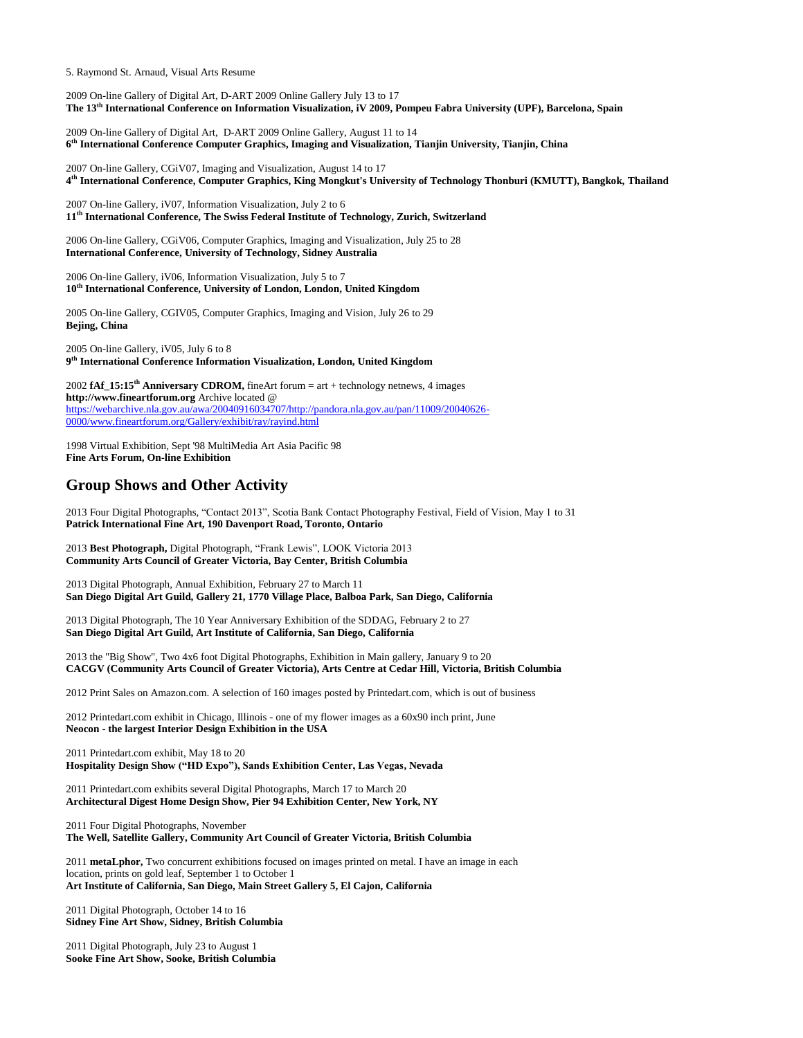5. Raymond St. Arnaud, Visual Arts Resume

2009 On-line Gallery of Digital Art, D-ART 2009 Online Gallery July 13 to 17
**The 13th International Conference on Information Visualization, iV 2009, Pompeu Fabra University (UPF), Barcelona, Spain**

2009 On-line Gallery of Digital Art, D-ART 2009 Online Gallery, August 11 to 14
**6th International Conference Computer Graphics, Imaging and Visualization, Tianjin University, Tianjin, China**

2007 On-line Gallery, CGiV07, Imaging and Visualization, August 14 to 17
**4th International Conference, Computer Graphics, King Mongkut's University of Technology Thonburi (KMUTT), Bangkok, Thailand**

2007 On-line Gallery, iV07, Information Visualization, July 2 to 6
**11th International Conference, The Swiss Federal Institute of Technology, Zurich, Switzerland**

2006 On-line Gallery, CGiV06, Computer Graphics, Imaging and Visualization, July 25 to 28
**International Conference, University of Technology, Sidney Australia**

2006 On-line Gallery, iV06, Information Visualization, July 5 to 7
**10th International Conference, University of London, London, United Kingdom**

2005 On-line Gallery, CGIV05, Computer Graphics, Imaging and Vision, July 26 to 29
**Bejing, China**

2005 On-line Gallery, iV05, July 6 to 8
**9th International Conference Information Visualization, London, United Kingdom**

2002 **fAf_15:15th Anniversary CDROM,** fineArt forum = art + technology netnews, 4 images
**http://www.fineartforum.org** Archive located @
https://webarchive.nla.gov.au/awa/20040916034707/http://pandora.nla.gov.au/pan/11009/20040626-0000/www.fineartforum.org/Gallery/exhibit/ray/rayind.html

1998 Virtual Exhibition, Sept '98 MultiMedia Art Asia Pacific 98
**Fine Arts Forum, On-line Exhibition**

## Group Shows and Other Activity

2013 Four Digital Photographs, "Contact 2013", Scotia Bank Contact Photography Festival, Field of Vision, May 1 to 31
**Patrick International Fine Art, 190 Davenport Road, Toronto, Ontario**

2013 **Best Photograph,** Digital Photograph, "Frank Lewis", LOOK Victoria 2013
**Community Arts Council of Greater Victoria, Bay Center, British Columbia**

2013 Digital Photograph, Annual Exhibition, February 27 to March 11
**San Diego Digital Art Guild, Gallery 21, 1770 Village Place, Balboa Park, San Diego, California**

2013 Digital Photograph, The 10 Year Anniversary Exhibition of the SDDAG, February 2 to 27
**San Diego Digital Art Guild, Art Institute of California, San Diego, California**

2013 the "Big Show", Two 4x6 foot Digital Photographs, Exhibition in Main gallery, January 9 to 20
**CACGV (Community Arts Council of Greater Victoria), Arts Centre at Cedar Hill, Victoria, British Columbia**

2012 Print Sales on Amazon.com. A selection of 160 images posted by Printedart.com, which is out of business

2012 Printedart.com exhibit in Chicago, Illinois - one of my flower images as a 60x90 inch print, June
**Neocon - the largest Interior Design Exhibition in the USA**

2011 Printedart.com exhibit, May 18 to 20
**Hospitality Design Show ("HD Expo"), Sands Exhibition Center, Las Vegas, Nevada**

2011 Printedart.com exhibits several Digital Photographs, March 17 to March 20
**Architectural Digest Home Design Show, Pier 94 Exhibition Center, New York, NY**

2011 Four Digital Photographs, November
**The Well, Satellite Gallery, Community Art Council of Greater Victoria, British Columbia**

2011 **metaLphor,** Two concurrent exhibitions focused on images printed on metal. I have an image in each location, prints on gold leaf, September 1 to October 1
**Art Institute of California, San Diego, Main Street Gallery 5, El Cajon, California**

2011 Digital Photograph, October 14 to 16
**Sidney Fine Art Show, Sidney, British Columbia**

2011 Digital Photograph, July 23 to August 1
**Sooke Fine Art Show, Sooke, British Columbia**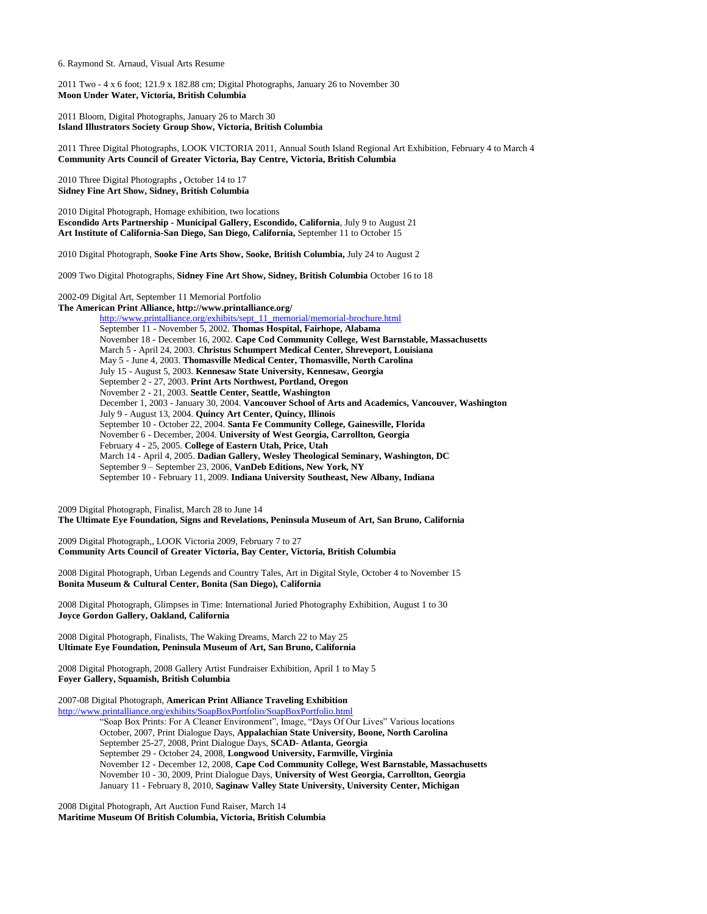6. Raymond St. Arnaud, Visual Arts Resume

2011 Two - 4 x 6 foot; 121.9 x 182.88 cm; Digital Photographs, January 26 to November 30
**Moon Under Water, Victoria, British Columbia**

2011 Bloom, Digital Photographs, January 26 to March 30
**Island Illustrators Society Group Show, Victoria, British Columbia**

2011 Three Digital Photographs, LOOK VICTORIA 2011, Annual South Island Regional Art Exhibition, February 4 to March 4
**Community Arts Council of Greater Victoria, Bay Centre, Victoria, British Columbia**

2010 Three Digital Photographs **,** October 14 to 17
**Sidney Fine Art Show, Sidney, British Columbia**

2010 Digital Photograph, Homage exhibition, two locations
**Escondido Arts Partnership - Municipal Gallery, Escondido, California**, July 9 to August 21
**Art Institute of California-San Diego, San Diego, California,** September 11 to October 15

2010 Digital Photograph, **Sooke Fine Arts Show, Sooke, British Columbia,** July 24 to August 2

2009 Two Digital Photographs, **Sidney Fine Art Show, Sidney, British Columbia** October 16 to 18

2002-09 Digital Art, September 11 Memorial Portfolio
**The American Print Alliance, http://www.printalliance.org/**

http://www.printalliance.org/exhibits/sept_11_memorial/memorial-brochure.html
September 11 - November 5, 2002. **Thomas Hospital, Fairhope, Alabama**
November 18 - December 16, 2002. **Cape Cod Community College, West Barnstable, Massachusetts**
March 5 - April 24, 2003. **Christus Schumpert Medical Center, Shreveport, Louisiana**
May 5 - June 4, 2003. **Thomasville Medical Center, Thomasville, North Carolina**
July 15 - August 5, 2003. **Kennesaw State University, Kennesaw, Georgia**
September 2 - 27, 2003. **Print Arts Northwest, Portland, Oregon**
November 2 - 21, 2003. **Seattle Center, Seattle, Washington**
December 1, 2003 - January 30, 2004. **Vancouver School of Arts and Academics, Vancouver, Washington**
July 9 - August 13, 2004. **Quincy Art Center, Quincy, Illinois**
September 10 - October 22, 2004. **Santa Fe Community College, Gainesville, Florida**
November 6 - December, 2004. **University of West Georgia, Carrollton, Georgia**
February 4 - 25, 2005. **College of Eastern Utah, Price, Utah**
March 14 - April 4, 2005. **Dadian Gallery, Wesley Theological Seminary, Washington, DC**
September 9 – September 23, 2006, **VanDeb Editions, New York, NY**
September 10 - February 11, 2009. **Indiana University Southeast, New Albany, Indiana**

2009 Digital Photograph, Finalist, March 28 to June 14
**The Ultimate Eye Foundation, Signs and Revelations, Peninsula Museum of Art, San Bruno, California**

2009 Digital Photograph,, LOOK Victoria 2009, February 7 to 27
**Community Arts Council of Greater Victoria, Bay Center, Victoria, British Columbia**

2008 Digital Photograph, Urban Legends and Country Tales, Art in Digital Style, October 4 to November 15
**Bonita Museum & Cultural Center, Bonita (San Diego), California**

2008 Digital Photograph, Glimpses in Time: International Juried Photography Exhibition, August 1 to 30
**Joyce Gordon Gallery, Oakland, California**

2008 Digital Photograph, Finalists, The Waking Dreams, March 22 to May 25
**Ultimate Eye Foundation, Peninsula Museum of Art, San Bruno, California**

2008 Digital Photograph, 2008 Gallery Artist Fundraiser Exhibition, April 1 to May 5
**Foyer Gallery, Squamish, British Columbia**

2007-08 Digital Photograph, **American Print Alliance Traveling Exhibition**
http://www.printalliance.org/exhibits/SoapBoxPortfolio/SoapBoxPortfolio.html

"Soap Box Prints: For A Cleaner Environment", Image, "Days Of Our Lives" Various locations
October, 2007, Print Dialogue Days, **Appalachian State University, Boone, North Carolina**
September 25-27, 2008, Print Dialogue Days, **SCAD- Atlanta, Georgia**
September 29 - October 24, 2008, **Longwood University, Farmville, Virginia**
November 12 - December 12, 2008, **Cape Cod Community College, West Barnstable, Massachusetts**
November 10 - 30, 2009, Print Dialogue Days, **University of West Georgia, Carrollton, Georgia**
January 11 - February 8, 2010, **Saginaw Valley State University, University Center, Michigan**

2008 Digital Photograph, Art Auction Fund Raiser, March 14
**Maritime Museum Of British Columbia, Victoria, British Columbia**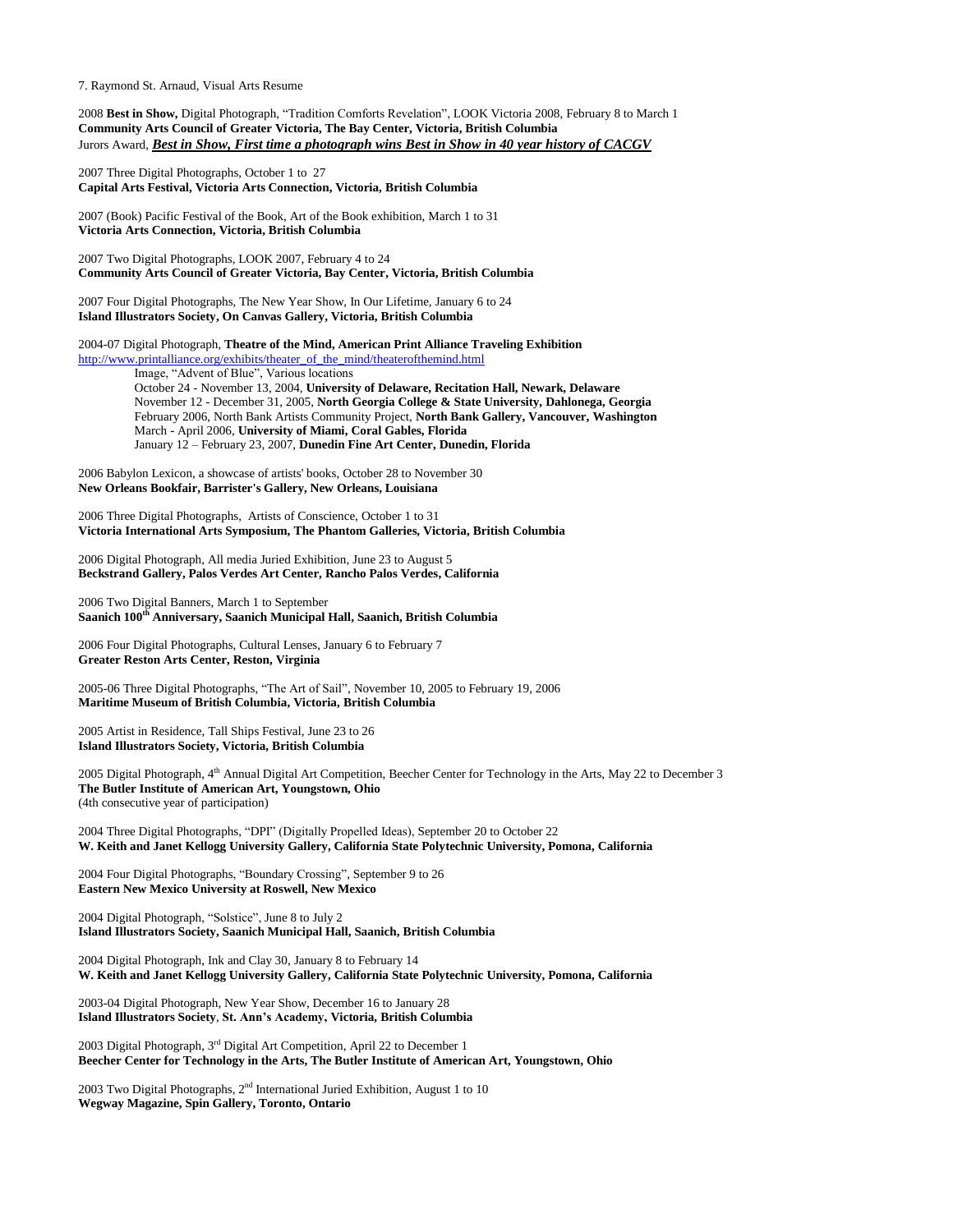7. Raymond St. Arnaud, Visual Arts Resume

2008 **Best in Show,** Digital Photograph, "Tradition Comforts Revelation", LOOK Victoria 2008, February 8 to March 1
**Community Arts Council of Greater Victoria, The Bay Center, Victoria, British Columbia**
Jurors Award, ***Best in Show, First time a photograph wins Best in Show in 40 year history of CACGV***

2007 Three Digital Photographs, October 1 to 27
**Capital Arts Festival, Victoria Arts Connection, Victoria, British Columbia**

2007 (Book) Pacific Festival of the Book, Art of the Book exhibition, March 1 to 31
**Victoria Arts Connection, Victoria, British Columbia**

2007 Two Digital Photographs, LOOK 2007, February 4 to 24
**Community Arts Council of Greater Victoria, Bay Center, Victoria, British Columbia**

2007 Four Digital Photographs, The New Year Show, In Our Lifetime, January 6 to 24
**Island Illustrators Society, On Canvas Gallery, Victoria, British Columbia**

2004-07 Digital Photograph, **Theatre of the Mind, American Print Alliance Traveling Exhibition**
http://www.printalliance.org/exhibits/theater_of_the_mind/theaterofthemind.html

> Image, "Advent of Blue", Various locations
> October 24 - November 13, 2004, **University of Delaware, Recitation Hall, Newark, Delaware**
> November 12 - December 31, 2005, **North Georgia College & State University, Dahlonega, Georgia**
> February 2006, North Bank Artists Community Project, **North Bank Gallery, Vancouver, Washington**
> March - April 2006, **University of Miami, Coral Gables, Florida**
> January 12 – February 23, 2007, **Dunedin Fine Art Center, Dunedin, Florida**

2006 Babylon Lexicon, a showcase of artists' books, October 28 to November 30
**New Orleans Bookfair, Barrister's Gallery, New Orleans, Louisiana**

2006 Three Digital Photographs, Artists of Conscience, October 1 to 31
**Victoria International Arts Symposium, The Phantom Galleries, Victoria, British Columbia**

2006 Digital Photograph, All media Juried Exhibition, June 23 to August 5
**Beckstrand Gallery, Palos Verdes Art Center, Rancho Palos Verdes, California**

2006 Two Digital Banners, March 1 to September
**Saanich 100th Anniversary, Saanich Municipal Hall, Saanich, British Columbia**

2006 Four Digital Photographs, Cultural Lenses, January 6 to February 7
**Greater Reston Arts Center, Reston, Virginia**

2005-06 Three Digital Photographs, "The Art of Sail", November 10, 2005 to February 19, 2006
**Maritime Museum of British Columbia, Victoria, British Columbia**

2005 Artist in Residence, Tall Ships Festival, June 23 to 26
**Island Illustrators Society, Victoria, British Columbia**

2005 Digital Photograph, 4th Annual Digital Art Competition, Beecher Center for Technology in the Arts, May 22 to December 3
**The Butler Institute of American Art, Youngstown, Ohio**
(4th consecutive year of participation)

2004 Three Digital Photographs, "DPI" (Digitally Propelled Ideas), September 20 to October 22
**W. Keith and Janet Kellogg University Gallery, California State Polytechnic University, Pomona, California**

2004 Four Digital Photographs, "Boundary Crossing", September 9 to 26
**Eastern New Mexico University at Roswell, New Mexico**

2004 Digital Photograph, "Solstice", June 8 to July 2
**Island Illustrators Society, Saanich Municipal Hall, Saanich, British Columbia**

2004 Digital Photograph, Ink and Clay 30, January 8 to February 14
**W. Keith and Janet Kellogg University Gallery, California State Polytechnic University, Pomona, California**

2003-04 Digital Photograph, New Year Show, December 16 to January 28
**Island Illustrators Society**, **St. Ann's Academy, Victoria, British Columbia**

2003 Digital Photograph, 3rd Digital Art Competition, April 22 to December 1
**Beecher Center for Technology in the Arts, The Butler Institute of American Art, Youngstown, Ohio**

2003 Two Digital Photographs, 2nd International Juried Exhibition, August 1 to 10
**Wegway Magazine, Spin Gallery, Toronto, Ontario**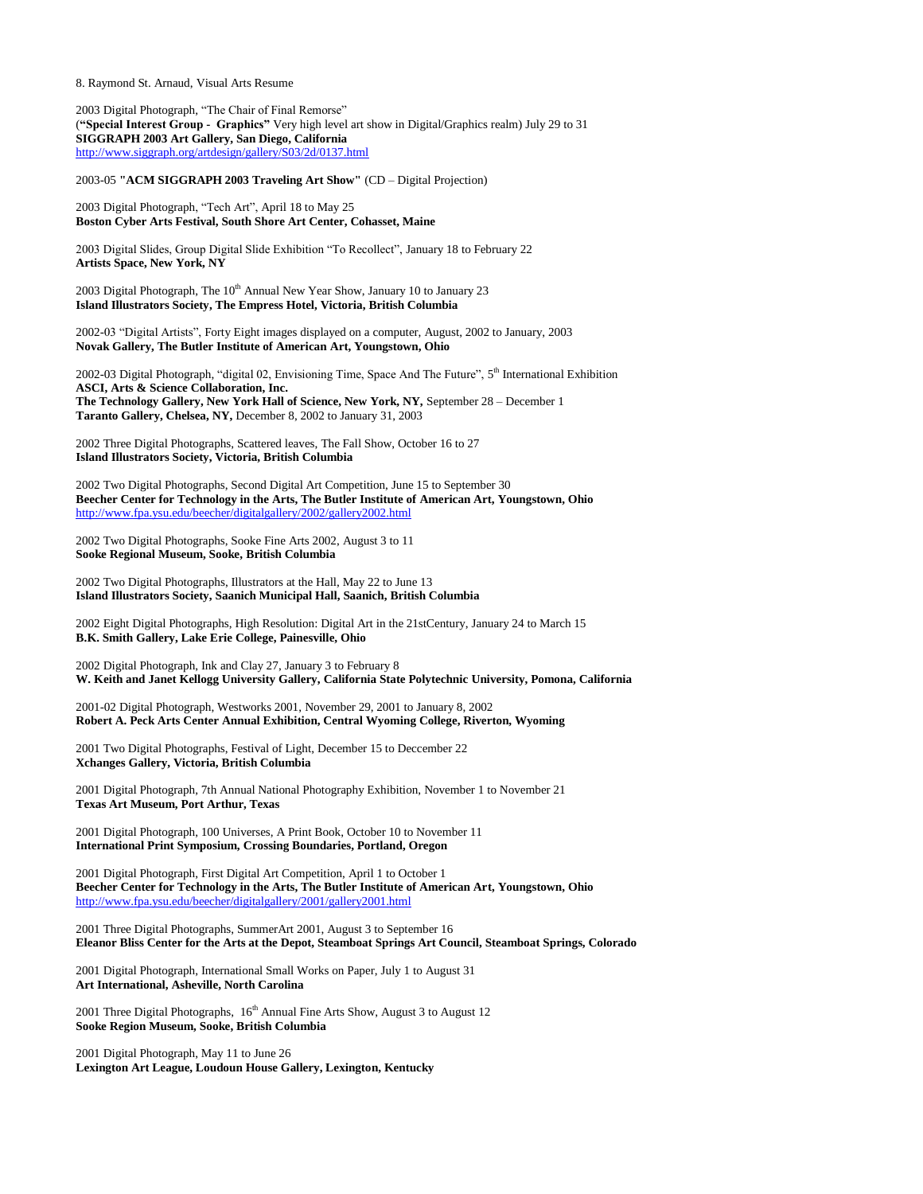8. Raymond St. Arnaud, Visual Arts Resume

2003 Digital Photograph, "The Chair of Final Remorse"
(**"Special Interest Group - Graphics"** Very high level art show in Digital/Graphics realm) July 29 to 31
**SIGGRAPH 2003 Art Gallery, San Diego, California**
http://www.siggraph.org/artdesign/gallery/S03/2d/0137.html

2003-05 **"ACM SIGGRAPH 2003 Traveling Art Show"** (CD – Digital Projection)

2003 Digital Photograph, "Tech Art", April 18 to May 25
**Boston Cyber Arts Festival, South Shore Art Center, Cohasset, Maine**

2003 Digital Slides, Group Digital Slide Exhibition "To Recollect", January 18 to February 22
**Artists Space, New York, NY**

2003 Digital Photograph, The 10th Annual New Year Show, January 10 to January 23
**Island Illustrators Society, The Empress Hotel, Victoria, British Columbia**

2002-03 "Digital Artists", Forty Eight images displayed on a computer, August, 2002 to January, 2003
**Novak Gallery, The Butler Institute of American Art, Youngstown, Ohio**

2002-03 Digital Photograph, "digital 02, Envisioning Time, Space And The Future", 5th International Exhibition
**ASCI, Arts & Science Collaboration, Inc.**
**The Technology Gallery, New York Hall of Science, New York, NY,** September 28 – December 1
**Taranto Gallery, Chelsea, NY,** December 8, 2002 to January 31, 2003

2002 Three Digital Photographs, Scattered leaves, The Fall Show, October 16 to 27
**Island Illustrators Society, Victoria, British Columbia**

2002 Two Digital Photographs, Second Digital Art Competition, June 15 to September 30
**Beecher Center for Technology in the Arts, The Butler Institute of American Art, Youngstown, Ohio**
http://www.fpa.ysu.edu/beecher/digitalgallery/2002/gallery2002.html

2002 Two Digital Photographs, Sooke Fine Arts 2002, August 3 to 11
**Sooke Regional Museum, Sooke, British Columbia**

2002 Two Digital Photographs, Illustrators at the Hall, May 22 to June 13
**Island Illustrators Society, Saanich Municipal Hall, Saanich, British Columbia**

2002 Eight Digital Photographs, High Resolution: Digital Art in the 21stCentury, January 24 to March 15
**B.K. Smith Gallery, Lake Erie College, Painesville, Ohio**

2002 Digital Photograph, Ink and Clay 27, January 3 to February 8
**W. Keith and Janet Kellogg University Gallery, California State Polytechnic University, Pomona, California**

2001-02 Digital Photograph, Westworks 2001, November 29, 2001 to January 8, 2002
**Robert A. Peck Arts Center Annual Exhibition, Central Wyoming College, Riverton, Wyoming**

2001 Two Digital Photographs, Festival of Light, December 15 to Deccember 22
**Xchanges Gallery, Victoria, British Columbia**

2001 Digital Photograph, 7th Annual National Photography Exhibition, November 1 to November 21
**Texas Art Museum, Port Arthur, Texas**

2001 Digital Photograph, 100 Universes, A Print Book, October 10 to November 11
**International Print Symposium, Crossing Boundaries, Portland, Oregon**

2001 Digital Photograph, First Digital Art Competition, April 1 to October 1
**Beecher Center for Technology in the Arts, The Butler Institute of American Art, Youngstown, Ohio**
http://www.fpa.ysu.edu/beecher/digitalgallery/2001/gallery2001.html

2001 Three Digital Photographs, SummerArt 2001, August 3 to September 16
**Eleanor Bliss Center for the Arts at the Depot, Steamboat Springs Art Council, Steamboat Springs, Colorado**

2001 Digital Photograph, International Small Works on Paper, July 1 to August 31
**Art International, Asheville, North Carolina**

2001 Three Digital Photographs, 16th Annual Fine Arts Show, August 3 to August 12
**Sooke Region Museum, Sooke, British Columbia**

2001 Digital Photograph, May 11 to June 26
**Lexington Art League, Loudoun House Gallery, Lexington, Kentucky**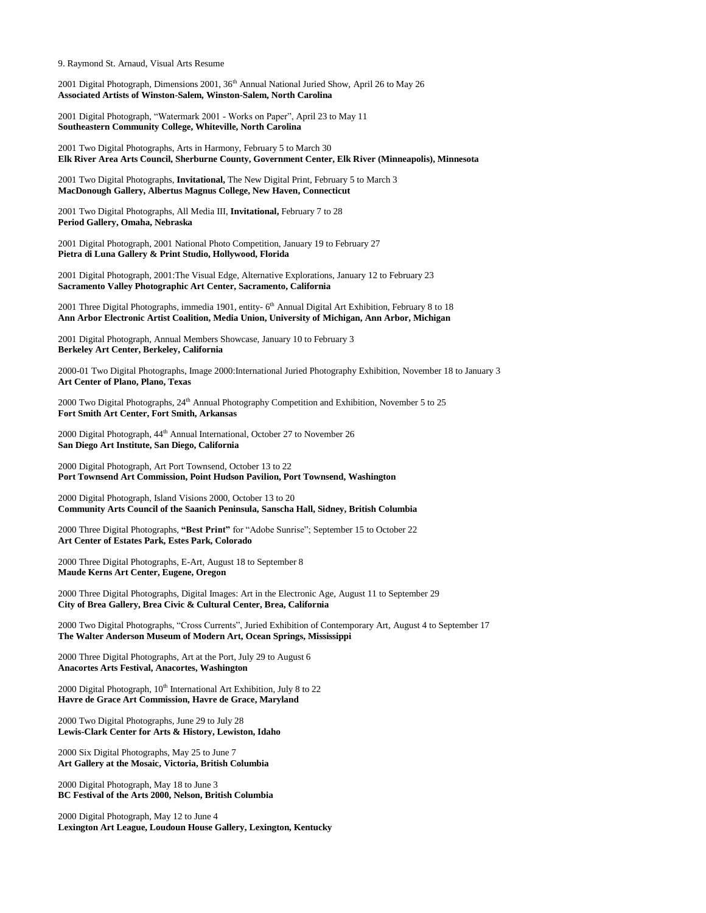9. Raymond St. Arnaud, Visual Arts Resume

2001 Digital Photograph, Dimensions 2001, 36th Annual National Juried Show, April 26 to May 26
**Associated Artists of Winston-Salem, Winston-Salem, North Carolina**

2001 Digital Photograph, "Watermark 2001 - Works on Paper", April 23 to May 11
**Southeastern Community College, Whiteville, North Carolina**

2001 Two Digital Photographs, Arts in Harmony, February 5 to March 30
**Elk River Area Arts Council, Sherburne County, Government Center, Elk River (Minneapolis), Minnesota**

2001 Two Digital Photographs, **Invitational,** The New Digital Print, February 5 to March 3
**MacDonough Gallery, Albertus Magnus College, New Haven, Connecticut**

2001 Two Digital Photographs, All Media III, **Invitational,** February 7 to 28
**Period Gallery, Omaha, Nebraska**

2001 Digital Photograph, 2001 National Photo Competition, January 19 to February 27
**Pietra di Luna Gallery & Print Studio, Hollywood, Florida**

2001 Digital Photograph, 2001:The Visual Edge, Alternative Explorations, January 12 to February 23
**Sacramento Valley Photographic Art Center, Sacramento, California**

2001 Three Digital Photographs, immedia 1901, entity- 6th Annual Digital Art Exhibition, February 8 to 18
**Ann Arbor Electronic Artist Coalition, Media Union, University of Michigan, Ann Arbor, Michigan**

2001 Digital Photograph, Annual Members Showcase, January 10 to February 3
**Berkeley Art Center, Berkeley, California**

2000-01 Two Digital Photographs, Image 2000:International Juried Photography Exhibition, November 18 to January 3
**Art Center of Plano, Plano, Texas**

2000 Two Digital Photographs, 24th Annual Photography Competition and Exhibition, November 5 to 25
**Fort Smith Art Center, Fort Smith, Arkansas**

2000 Digital Photograph, 44th Annual International, October 27 to November 26
**San Diego Art Institute, San Diego, California**

2000 Digital Photograph, Art Port Townsend, October 13 to 22
**Port Townsend Art Commission, Point Hudson Pavilion, Port Townsend, Washington**

2000 Digital Photograph, Island Visions 2000, October 13 to 20
**Community Arts Council of the Saanich Peninsula, Sanscha Hall, Sidney, British Columbia**

2000 Three Digital Photographs, **"Best Print"** for "Adobe Sunrise"; September 15 to October 22
**Art Center of Estates Park, Estes Park, Colorado**

2000 Three Digital Photographs, E-Art, August 18 to September 8
**Maude Kerns Art Center, Eugene, Oregon**

2000 Three Digital Photographs, Digital Images: Art in the Electronic Age, August 11 to September 29
**City of Brea Gallery, Brea Civic & Cultural Center, Brea, California**

2000 Two Digital Photographs, "Cross Currents", Juried Exhibition of Contemporary Art, August 4 to September 17
**The Walter Anderson Museum of Modern Art, Ocean Springs, Mississippi**

2000 Three Digital Photographs, Art at the Port, July 29 to August 6
**Anacortes Arts Festival, Anacortes, Washington**

2000 Digital Photograph, 10th International Art Exhibition, July 8 to 22
**Havre de Grace Art Commission, Havre de Grace, Maryland**

2000 Two Digital Photographs, June 29 to July 28
**Lewis-Clark Center for Arts & History, Lewiston, Idaho**

2000 Six Digital Photographs, May 25 to June 7
**Art Gallery at the Mosaic, Victoria, British Columbia**

2000 Digital Photograph, May 18 to June 3
**BC Festival of the Arts 2000, Nelson, British Columbia**

2000 Digital Photograph, May 12 to June 4
**Lexington Art League, Loudoun House Gallery, Lexington, Kentucky**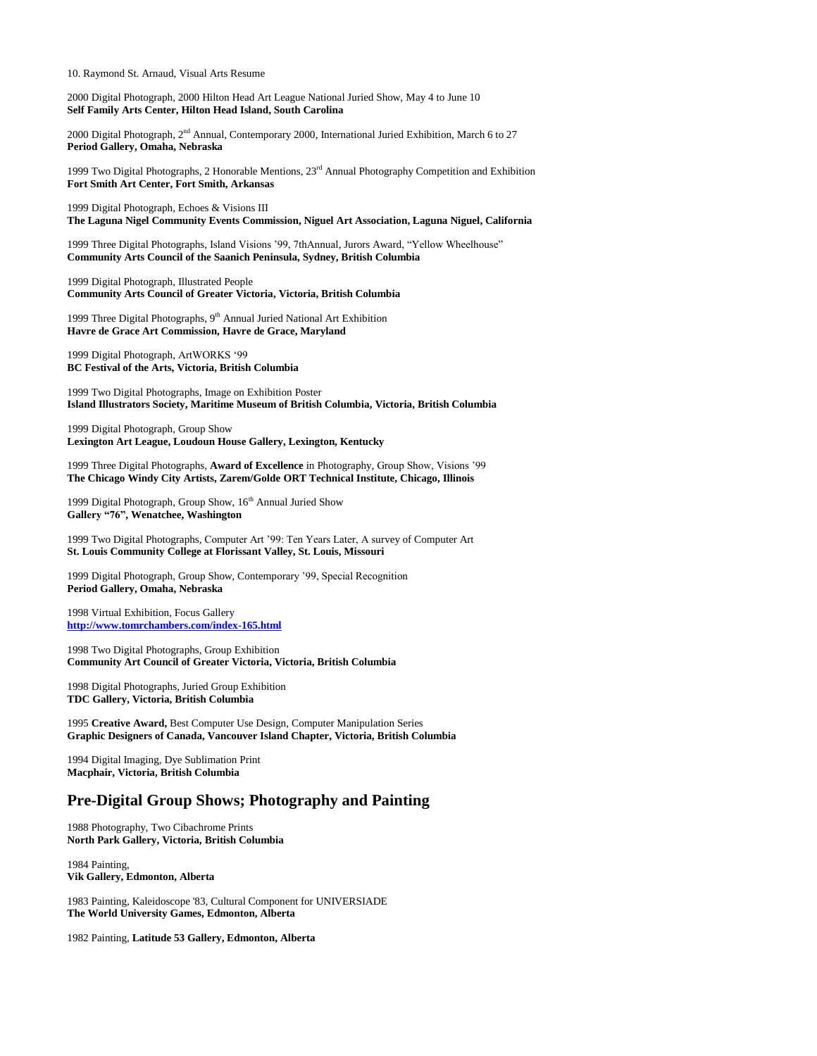10. Raymond St. Arnaud, Visual Arts Resume

2000 Digital Photograph, 2000 Hilton Head Art League National Juried Show, May 4 to June 10
**Self Family Arts Center, Hilton Head Island, South Carolina**

2000 Digital Photograph, 2nd Annual, Contemporary 2000, International Juried Exhibition, March 6 to 27
**Period Gallery, Omaha, Nebraska**

1999 Two Digital Photographs, 2 Honorable Mentions, 23rd Annual Photography Competition and Exhibition
**Fort Smith Art Center, Fort Smith, Arkansas**

1999 Digital Photograph, Echoes & Visions III
**The Laguna Nigel Community Events Commission, Niguel Art Association, Laguna Niguel, California**

1999 Three Digital Photographs, Island Visions '99, 7thAnnual, Jurors Award, "Yellow Wheelhouse"
**Community Arts Council of the Saanich Peninsula, Sydney, British Columbia**

1999 Digital Photograph, Illustrated People
**Community Arts Council of Greater Victoria, Victoria, British Columbia**

1999 Three Digital Photographs, 9th Annual Juried National Art Exhibition
**Havre de Grace Art Commission, Havre de Grace, Maryland**

1999 Digital Photograph, ArtWORKS '99
**BC Festival of the Arts, Victoria, British Columbia**

1999 Two Digital Photographs, Image on Exhibition Poster
**Island Illustrators Society, Maritime Museum of British Columbia, Victoria, British Columbia**

1999 Digital Photograph, Group Show
**Lexington Art League, Loudoun House Gallery, Lexington, Kentucky**

1999 Three Digital Photographs, **Award of Excellence** in Photography, Group Show, Visions '99
**The Chicago Windy City Artists, Zarem/Golde ORT Technical Institute, Chicago, Illinois**

1999 Digital Photograph, Group Show, 16th Annual Juried Show
**Gallery "76", Wenatchee, Washington**

1999 Two Digital Photographs, Computer Art '99: Ten Years Later, A survey of Computer Art
**St. Louis Community College at Florissant Valley, St. Louis, Missouri**

1999 Digital Photograph, Group Show, Contemporary '99, Special Recognition
**Period Gallery, Omaha, Nebraska**

1998 Virtual Exhibition, Focus Gallery
**http://www.tomrchambers.com/index-165.html**

1998 Two Digital Photographs, Group Exhibition
**Community Art Council of Greater Victoria, Victoria, British Columbia**

1998 Digital Photographs, Juried Group Exhibition
**TDC Gallery, Victoria, British Columbia**

1995 **Creative Award,** Best Computer Use Design, Computer Manipulation Series
**Graphic Designers of Canada, Vancouver Island Chapter, Victoria, British Columbia**

1994 Digital Imaging, Dye Sublimation Print
**Macphair, Victoria, British Columbia**

## Pre-Digital Group Shows; Photography and Painting

1988 Photography, Two Cibachrome Prints
**North Park Gallery, Victoria, British Columbia**

1984 Painting,
**Vik Gallery, Edmonton, Alberta**

1983 Painting, Kaleidoscope '83, Cultural Component for UNIVERSIADE
**The World University Games, Edmonton, Alberta**

1982 Painting, **Latitude 53 Gallery, Edmonton, Alberta**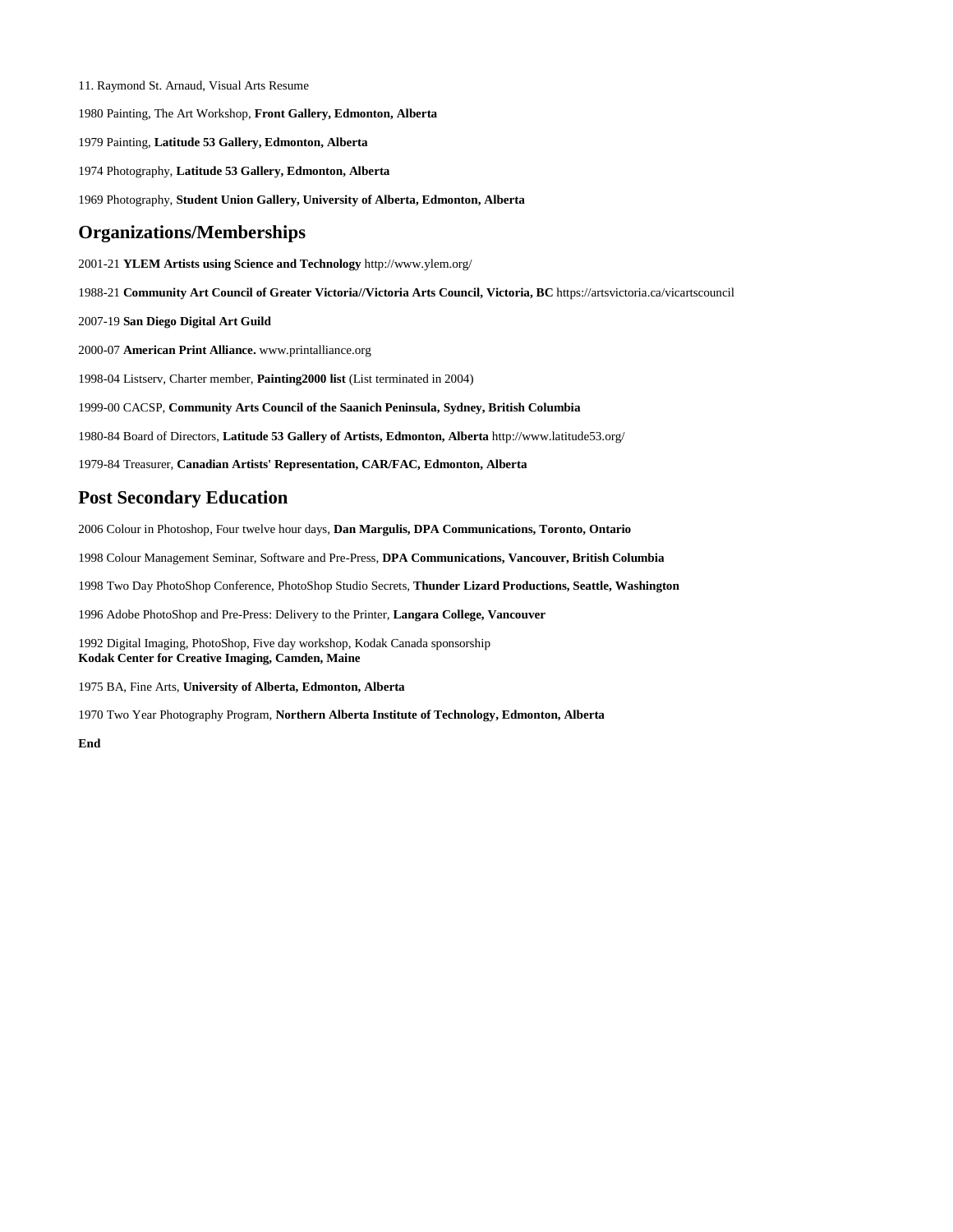1980 Painting, The Art Workshop, **Front Gallery, Edmonton, Alberta**

1979 Painting, **Latitude 53 Gallery, Edmonton, Alberta**

1974 Photography, **Latitude 53 Gallery, Edmonton, Alberta**

1969 Photography, **Student Union Gallery, University of Alberta, Edmonton, Alberta**

## Organizations/Memberships

2001-21 **YLEM Artists using Science and Technology** http://www.ylem.org/

1988-21 **Community Art Council of Greater Victoria//Victoria Arts Council, Victoria, BC** https://artsvictoria.ca/vicartscouncil

2007-19 **San Diego Digital Art Guild**

2000-07 **American Print Alliance.** www.printalliance.org

1998-04 Listserv, Charter member, **Painting2000 list** (List terminated in 2004)

1999-00 CACSP, **Community Arts Council of the Saanich Peninsula, Sydney, British Columbia**

1980-84 Board of Directors, **Latitude 53 Gallery of Artists, Edmonton, Alberta** http://www.latitude53.org/

1979-84 Treasurer, **Canadian Artists' Representation, CAR/FAC, Edmonton, Alberta**

## Post Secondary Education

2006 Colour in Photoshop, Four twelve hour days, **Dan Margulis, DPA Communications, Toronto, Ontario**

1998 Colour Management Seminar, Software and Pre-Press, **DPA Communications, Vancouver, British Columbia**

1998 Two Day PhotoShop Conference, PhotoShop Studio Secrets, **Thunder Lizard Productions, Seattle, Washington**

1996 Adobe PhotoShop and Pre-Press: Delivery to the Printer, **Langara College, Vancouver**

1992 Digital Imaging, PhotoShop, Five day workshop, Kodak Canada sponsorship
**Kodak Center for Creative Imaging, Camden, Maine**

1975 BA, Fine Arts, **University of Alberta, Edmonton, Alberta**

1970 Two Year Photography Program, **Northern Alberta Institute of Technology, Edmonton, Alberta**

**End**